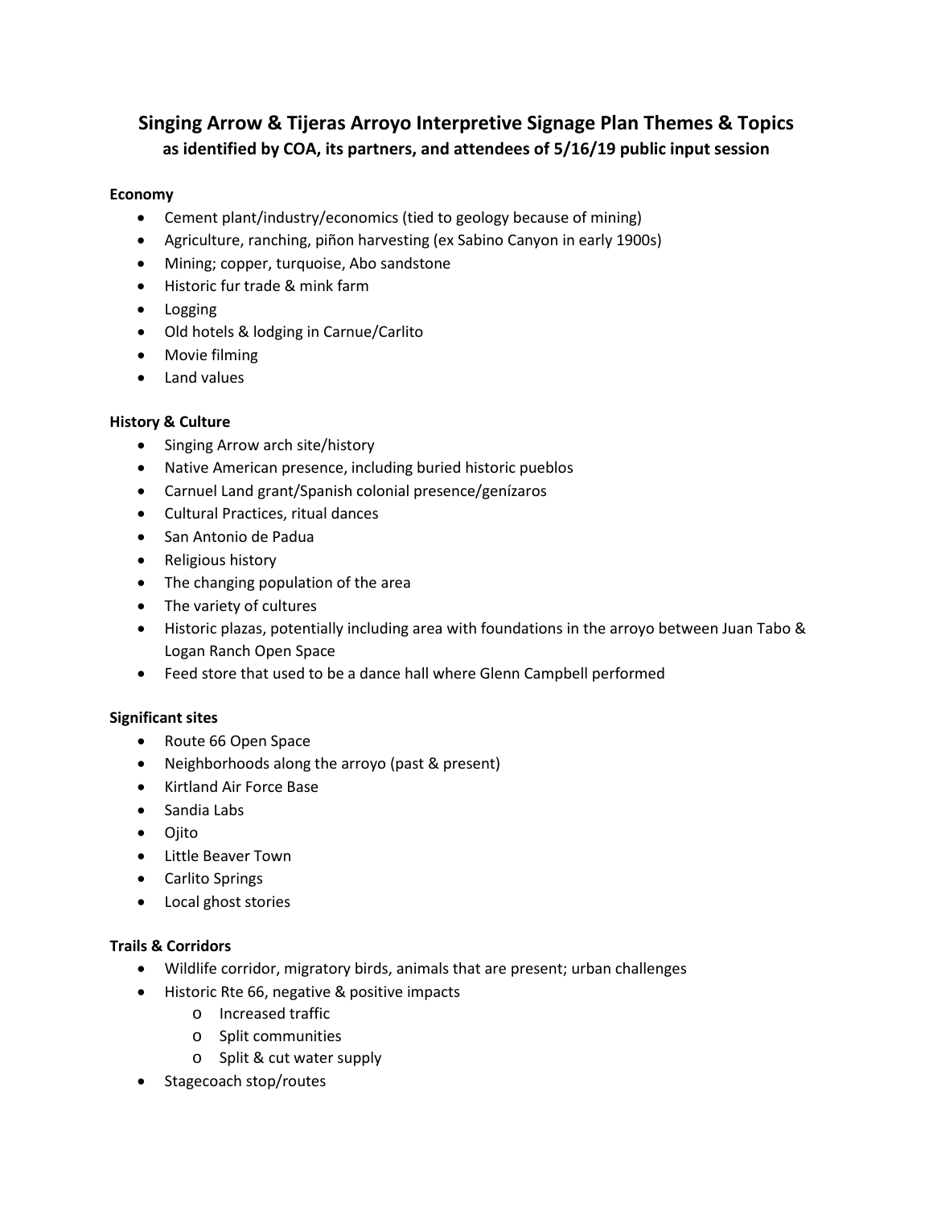# Singing Arrow & Tijeras Arroyo Interpretive Signage Plan Themes & Topics

**as identified by COA, its partners, and attendees of 5/16/19 public input session**

**Economy**

- Cement plant/industry/economics (tied to geology because of mining)
- Agriculture, ranching, piñon harvesting (ex Sabino Canyon in early 1900s)
- Mining; copper, turquoise, Abo sandstone
- Historic fur trade & mink farm
- Logging
- Old hotels & lodging in Carnue/Carlito
- Movie filming
- Land values

**History & Culture**

- Singing Arrow arch site/history
- Native American presence, including buried historic pueblos
- Carnuel Land grant/Spanish colonial presence/genízaros
- Cultural Practices, ritual dances
- San Antonio de Padua
- Religious history
- The changing population of the area
- The variety of cultures
- Historic plazas, potentially including area with foundations in the arroyo between Juan Tabo & Logan Ranch Open Space
- Feed store that used to be a dance hall where Glenn Campbell performed

**Significant sites**

- Route 66 Open Space
- Neighborhoods along the arroyo (past & present)
- Kirtland Air Force Base
- Sandia Labs
- Ojito
- Little Beaver Town
- Carlito Springs
- Local ghost stories

**Trails & Corridors**

- Wildlife corridor, migratory birds, animals that are present; urban challenges
- Historic Rte 66, negative & positive impacts
  - Increased traffic
  - Split communities
  - Split & cut water supply
- Stagecoach stop/routes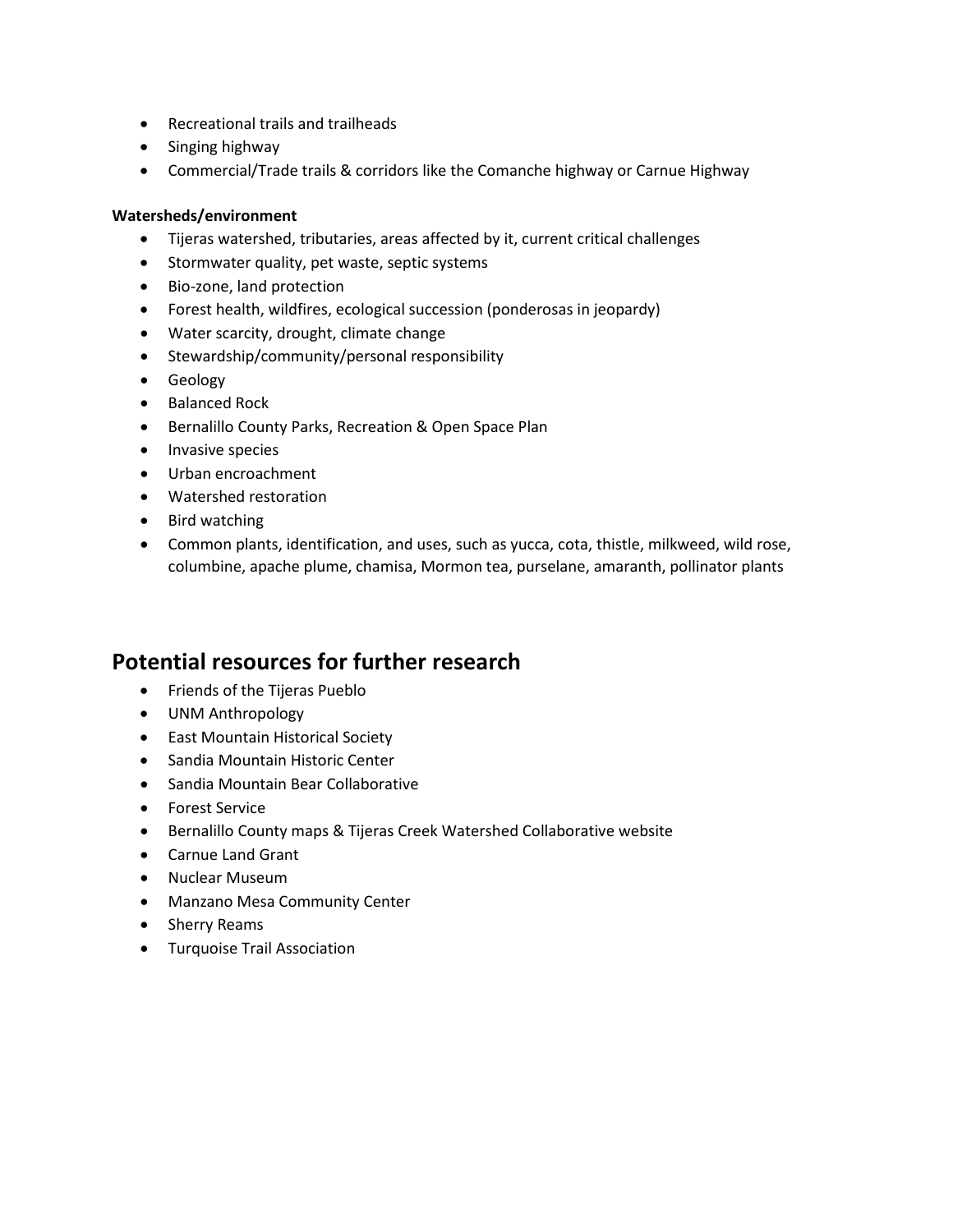- Recreational trails and trailheads
- Singing highway
- Commercial/Trade trails & corridors like the Comanche highway or Carnue Highway

**Watersheds/environment**

- Tijeras watershed, tributaries, areas affected by it, current critical challenges
- Stormwater quality, pet waste, septic systems
- Bio-zone, land protection
- Forest health, wildfires, ecological succession (ponderosas in jeopardy)
- Water scarcity, drought, climate change
- Stewardship/community/personal responsibility
- Geology
- Balanced Rock
- Bernalillo County Parks, Recreation & Open Space Plan
- Invasive species
- Urban encroachment
- Watershed restoration
- Bird watching
- Common plants, identification, and uses, such as yucca, cota, thistle, milkweed, wild rose, columbine, apache plume, chamisa, Mormon tea, purselane, amaranth, pollinator plants

## Potential resources for further research

- Friends of the Tijeras Pueblo
- UNM Anthropology
- East Mountain Historical Society
- Sandia Mountain Historic Center
- Sandia Mountain Bear Collaborative
- Forest Service
- Bernalillo County maps & Tijeras Creek Watershed Collaborative website
- Carnue Land Grant
- Nuclear Museum
- Manzano Mesa Community Center
- Sherry Reams
- Turquoise Trail Association